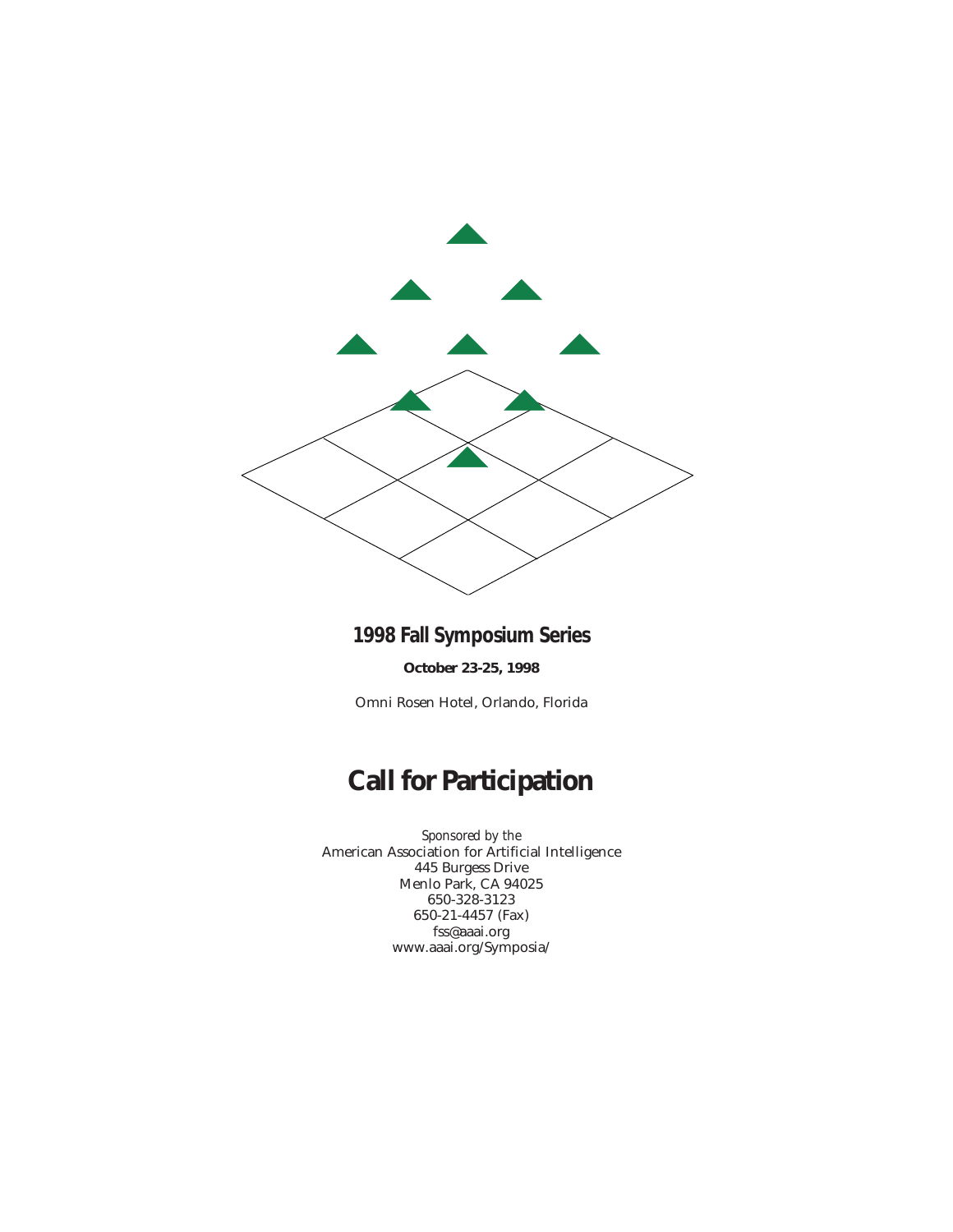# 1998 Fall Symposium Series

**October 23-25, 1998**

Omni Rosen Hotel, Orlando, Florida

# Call for Participation

*Sponsored by the*
American Association for Artificial Intelligence
445 Burgess Drive
Menlo Park, CA 94025
650-328-3123
650-21-4457 (Fax)
fss@aaai.org
www.aaai.org/Symposia/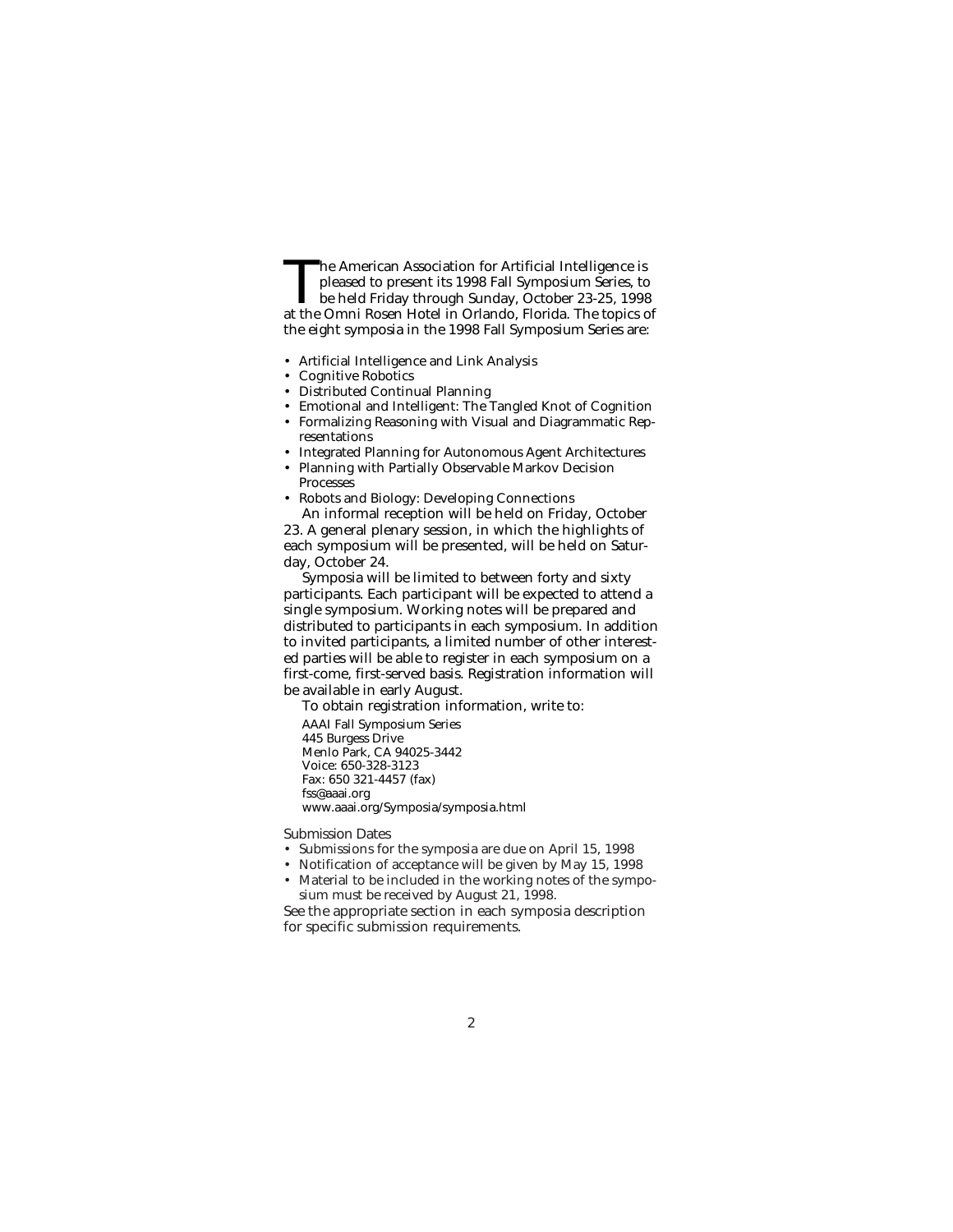The American Association for Artificial Intelligence is pleased to present its 1998 Fall Symposium Series, to be held Friday through Sunday, October 23-25, 1998 at the Omni Rosen Hotel in Orlando, Florida. The topics of the eight symposia in the 1998 Fall Symposium Series are:

- Artificial Intelligence and Link Analysis
- Cognitive Robotics
- Distributed Continual Planning
- Emotional and Intelligent: The Tangled Knot of Cognition
- Formalizing Reasoning with Visual and Diagrammatic Representations
- Integrated Planning for Autonomous Agent Architectures
- Planning with Partially Observable Markov Decision Processes
- Robots and Biology: Developing Connections

An informal reception will be held on Friday, October 23. A general plenary session, in which the highlights of each symposium will be presented, will be held on Saturday, October 24.

Symposia will be limited to between forty and sixty participants. Each participant will be expected to attend a single symposium. Working notes will be prepared and distributed to participants in each symposium. In addition to invited participants, a limited number of other interested parties will be able to register in each symposium on a first-come, first-served basis. Registration information will be available in early August.

To obtain registration information, write to:

AAAI Fall Symposium Series
445 Burgess Drive
Menlo Park, CA 94025-3442
Voice: 650-328-3123
Fax: 650 321-4457 (fax)
fss@aaai.org
www.aaai.org/Symposia/symposia.html

Submission Dates

- Submissions for the symposia are due on April 15, 1998
- Notification of acceptance will be given by May 15, 1998
- Material to be included in the working notes of the symposium must be received by August 21, 1998.

See the appropriate section in each symposia description for specific submission requirements.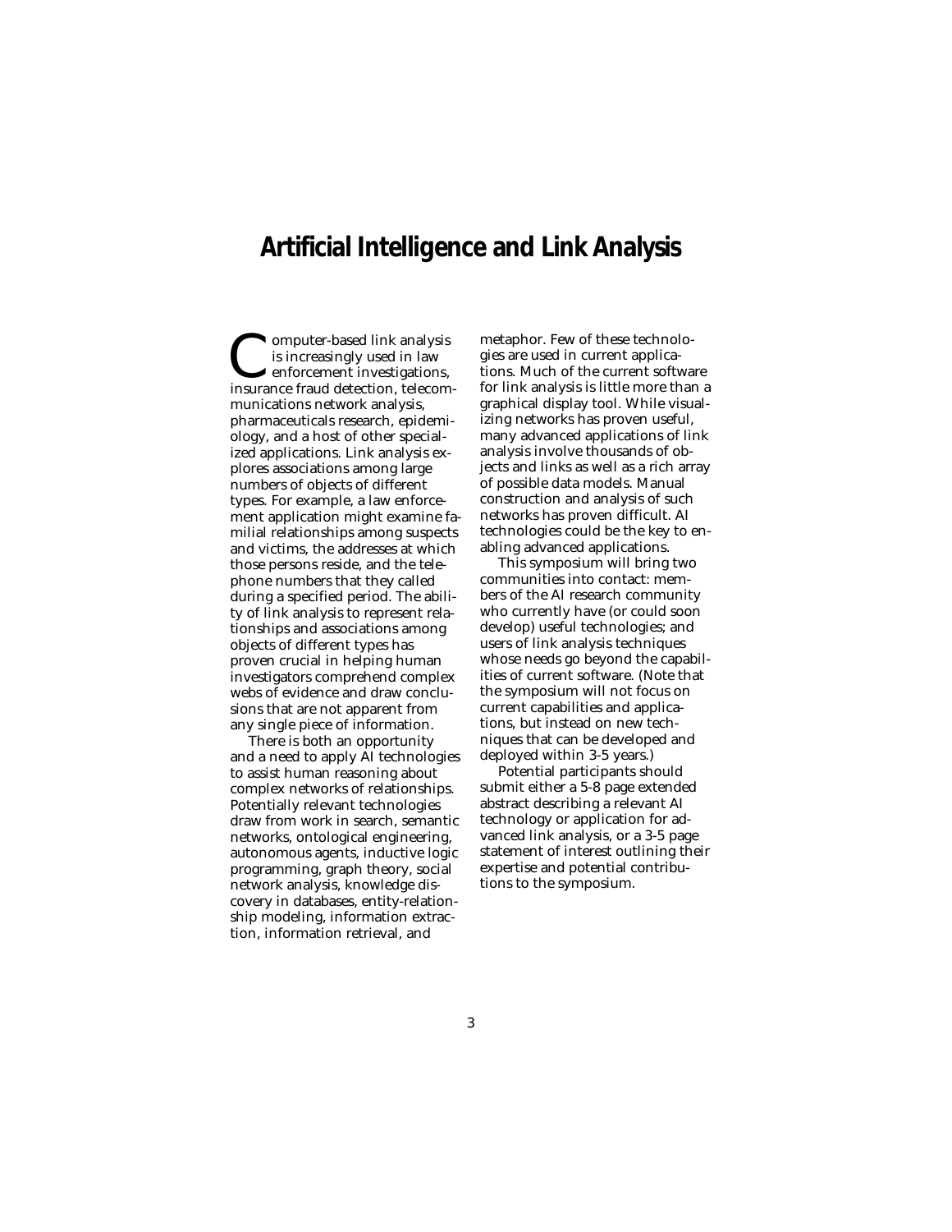# Artificial Intelligence and Link Analysis

Computer-based link analysis is increasingly used in law enforcement investigations, insurance fraud detection, telecommunications network analysis, pharmaceuticals research, epidemiology, and a host of other specialized applications. Link analysis explores associations among large numbers of objects of different types. For example, a law enforcement application might examine familial relationships among suspects and victims, the addresses at which those persons reside, and the telephone numbers that they called during a specified period. The ability of link analysis to represent relationships and associations among objects of different types has proven crucial in helping human investigators comprehend complex webs of evidence and draw conclusions that are not apparent from any single piece of information.

There is both an opportunity and a need to apply AI technologies to assist human reasoning about complex networks of relationships. Potentially relevant technologies draw from work in search, semantic networks, ontological engineering, autonomous agents, inductive logic programming, graph theory, social network analysis, knowledge discovery in databases, entity-relationship modeling, information extraction, information retrieval, and metaphor. Few of these technologies are used in current applications. Much of the current software for link analysis is little more than a graphical display tool. While visualizing networks has proven useful, many advanced applications of link analysis involve thousands of objects and links as well as a rich array of possible data models. Manual construction and analysis of such networks has proven difficult. AI technologies could be the key to enabling advanced applications.

This symposium will bring two communities into contact: members of the AI research community who currently have (or could soon develop) useful technologies; and users of link analysis techniques whose needs go beyond the capabilities of current software. (Note that the symposium will not focus on current capabilities and applications, but instead on new techniques that can be developed and deployed within 3-5 years.)

Potential participants should submit either a 5-8 page extended abstract describing a relevant AI technology or application for advanced link analysis, or a 3-5 page statement of interest outlining their expertise and potential contributions to the symposium.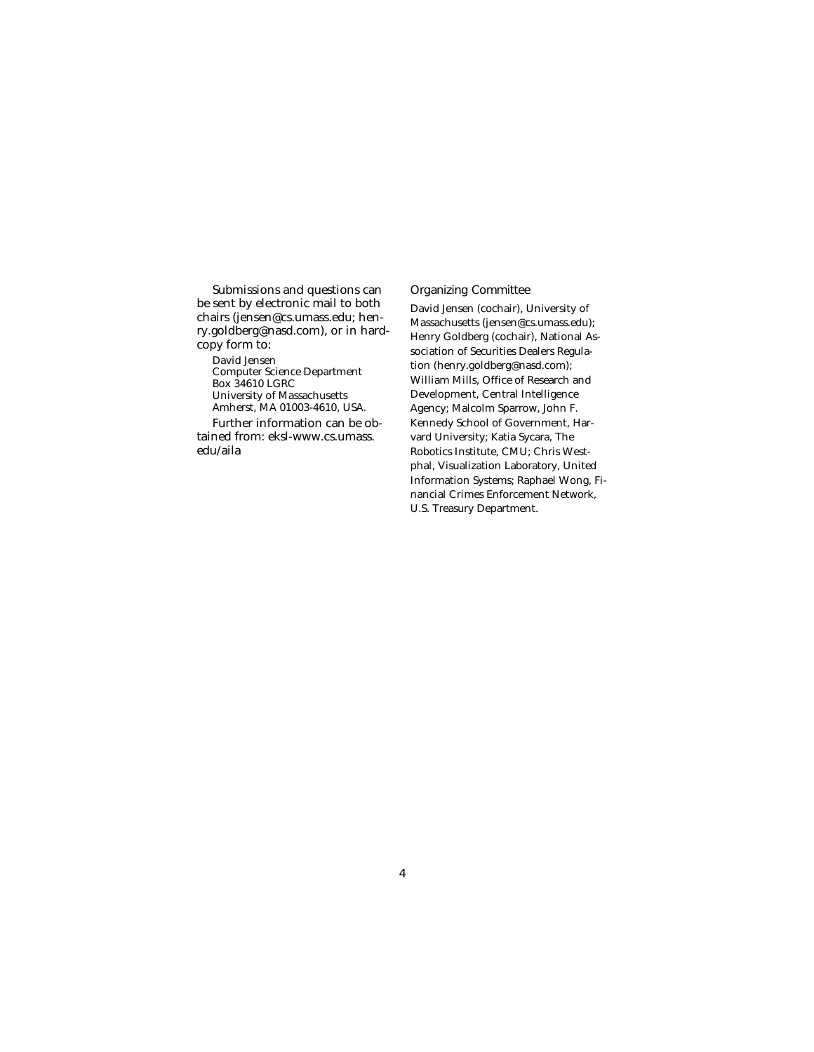Submissions and questions can be sent by electronic mail to both chairs (jensen@cs.umass.edu; henry.goldberg@nasd.com), or in hardcopy form to:

David Jensen  
Computer Science Department  
Box 34610 LGRC  
University of Massachusetts  
Amherst, MA 01003-4610, USA.

Further information can be obtained from: eksl-www.cs.umass.edu/aila

### Organizing Committee

David Jensen (cochair), University of Massachusetts (jensen@cs.umass.edu); Henry Goldberg (cochair), National Association of Securities Dealers Regulation (henry.goldberg@nasd.com); William Mills, Office of Research and Development, Central Intelligence Agency; Malcolm Sparrow, John F. Kennedy School of Government, Harvard University; Katia Sycara, The Robotics Institute, CMU; Chris Westphal, Visualization Laboratory, United Information Systems; Raphael Wong, Financial Crimes Enforcement Network, U.S. Treasury Department.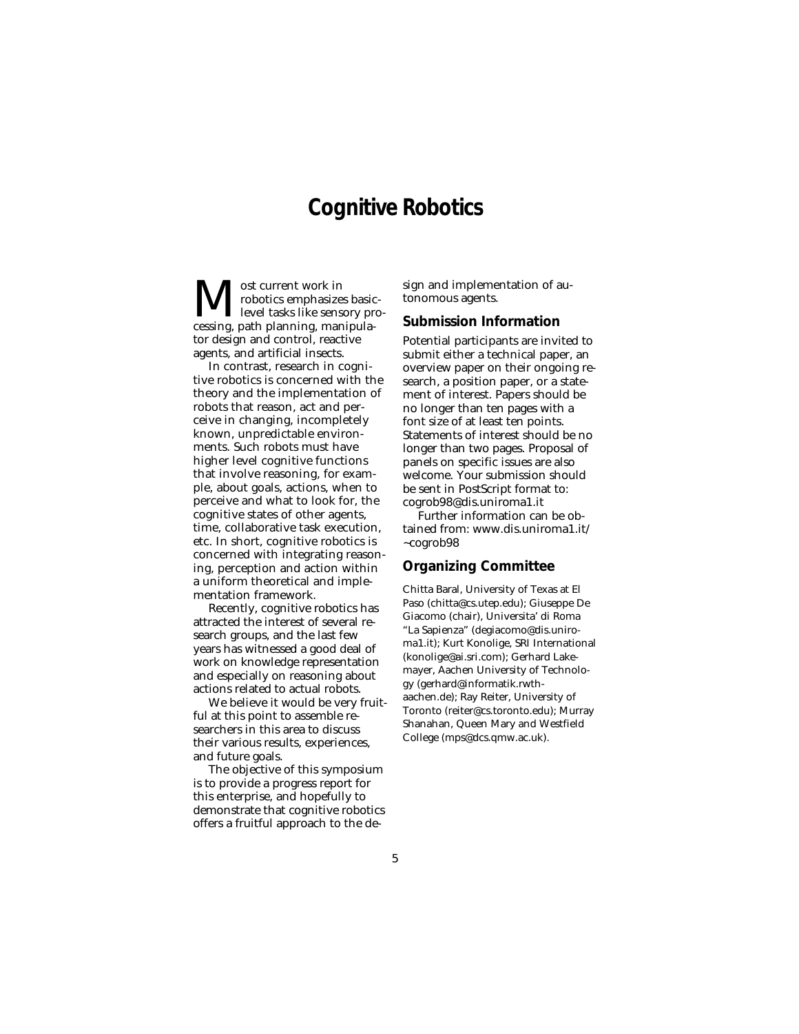# Cognitive Robotics

Most current work in robotics emphasizes basic-level tasks like sensory processing, path planning, manipulator design and control, reactive agents, and artificial insects.

In contrast, research in cognitive robotics is concerned with the theory and the implementation of robots that reason, act and perceive in changing, incompletely known, unpredictable environments. Such robots must have higher level cognitive functions that involve reasoning, for example, about goals, actions, when to perceive and what to look for, the cognitive states of other agents, time, collaborative task execution, etc. In short, cognitive robotics is concerned with integrating reasoning, perception and action within a uniform theoretical and implementation framework.

Recently, cognitive robotics has attracted the interest of several research groups, and the last few years has witnessed a good deal of work on knowledge representation and especially on reasoning about actions related to actual robots.

We believe it would be very fruitful at this point to assemble researchers in this area to discuss their various results, experiences, and future goals.

The objective of this symposium is to provide a progress report for this enterprise, and hopefully to demonstrate that cognitive robotics offers a fruitful approach to the design and implementation of autonomous agents.

## Submission Information

Potential participants are invited to submit either a technical paper, an overview paper on their ongoing research, a position paper, or a statement of interest. Papers should be no longer than ten pages with a font size of at least ten points. Statements of interest should be no longer than two pages. Proposal of panels on specific issues are also welcome. Your submission should be sent in PostScript format to: cogrob98@dis.uniroma1.it

Further information can be obtained from: www.dis.uniroma1.it/~cogrob98

## Organizing Committee

Chitta Baral, University of Texas at El Paso (chitta@cs.utep.edu); Giuseppe De Giacomo (chair), Universita' di Roma "La Sapienza" (degiacomo@dis.uniroma1.it); Kurt Konolige, SRI International (konolige@ai.sri.com); Gerhard Lakemayer, Aachen University of Technology (gerhard@informatik.rwth-aachen.de); Ray Reiter, University of Toronto (reiter@cs.toronto.edu); Murray Shanahan, Queen Mary and Westfield College (mps@dcs.qmw.ac.uk).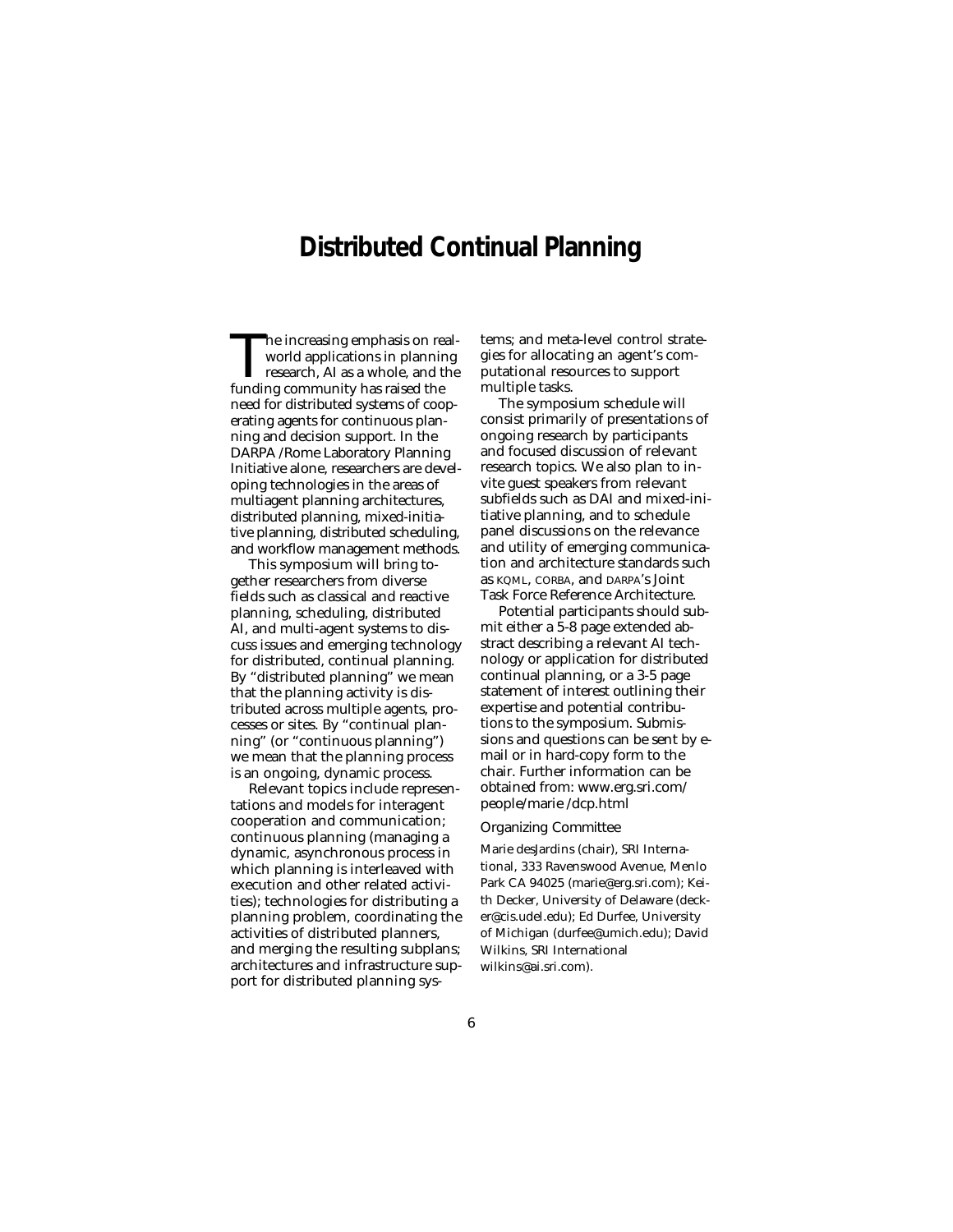# Distributed Continual Planning

The increasing emphasis on real-world applications in planning research, AI as a whole, and the funding community has raised the need for distributed systems of cooperating agents for continuous planning and decision support. In the DARPA /Rome Laboratory Planning Initiative alone, researchers are developing technologies in the areas of multiagent planning architectures, distributed planning, mixed-initiative planning, distributed scheduling, and workflow management methods.

This symposium will bring together researchers from diverse fields such as classical and reactive planning, scheduling, distributed AI, and multi-agent systems to discuss issues and emerging technology for distributed, continual planning. By "distributed planning" we mean that the planning activity is distributed across multiple agents, processes or sites. By "continual planning" (or "continuous planning") we mean that the planning process is an ongoing, dynamic process.

Relevant topics include representations and models for interagent cooperation and communication; continuous planning (managing a dynamic, asynchronous process in which planning is interleaved with execution and other related activities); technologies for distributing a planning problem, coordinating the activities of distributed planners, and merging the resulting subplans; architectures and infrastructure support for distributed planning systems; and meta-level control strategies for allocating an agent's computational resources to support multiple tasks.

The symposium schedule will consist primarily of presentations of ongoing research by participants and focused discussion of relevant research topics. We also plan to invite guest speakers from relevant subfields such as DAI and mixed-initiative planning, and to schedule panel discussions on the relevance and utility of emerging communication and architecture standards such as KQML, CORBA, and DARPA's Joint Task Force Reference Architecture.

Potential participants should submit either a 5-8 page extended abstract describing a relevant AI technology or application for distributed continual planning, or a 3-5 page statement of interest outlining their expertise and potential contributions to the symposium. Submissions and questions can be sent by e-mail or in hard-copy form to the chair. Further information can be obtained from: www.erg.sri.com/people/marie /dcp.html

## Organizing Committee

Marie desJardins (chair), SRI International, 333 Ravenswood Avenue, Menlo Park CA 94025 (marie@erg.sri.com); Keith Decker, University of Delaware (decker@cis.udel.edu); Ed Durfee, University of Michigan (durfee@umich.edu); David Wilkins, SRI International wilkins@ai.sri.com).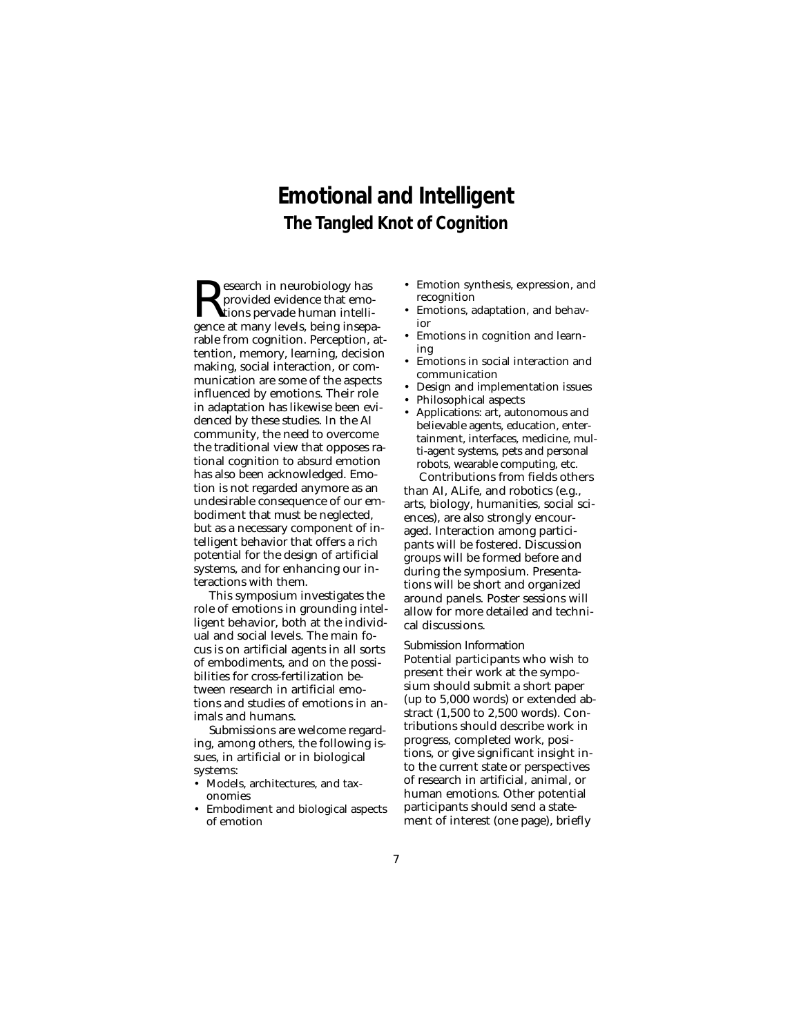# Emotional and Intelligent

## The Tangled Knot of Cognition

Research in neurobiology has provided evidence that emotions pervade human intelligence at many levels, being inseparable from cognition. Perception, attention, memory, learning, decision making, social interaction, or communication are some of the aspects influenced by emotions. Their role in adaptation has likewise been evidenced by these studies. In the AI community, the need to overcome the traditional view that opposes rational cognition to absurd emotion has also been acknowledged. Emotion is not regarded anymore as an undesirable consequence of our embodiment that must be neglected, but as a necessary component of intelligent behavior that offers a rich potential for the design of artificial systems, and for enhancing our interactions with them.

This symposium investigates the role of emotions in grounding intelligent behavior, both at the individual and social levels. The main focus is on artificial agents in all sorts of embodiments, and on the possibilities for cross-fertilization between research in artificial emotions and studies of emotions in animals and humans.

Submissions are welcome regarding, among others, the following issues, in artificial or in biological systems:

- Models, architectures, and taxonomies
- Embodiment and biological aspects of emotion
- Emotion synthesis, expression, and recognition
- Emotions, adaptation, and behavior
- Emotions in cognition and learning
- Emotions in social interaction and communication
- Design and implementation issues
- Philosophical aspects
- Applications: art, autonomous and believable agents, education, entertainment, interfaces, medicine, multi-agent systems, pets and personal robots, wearable computing, etc.

Contributions from fields others than AI, ALife, and robotics (e.g., arts, biology, humanities, social sciences), are also strongly encouraged. Interaction among participants will be fostered. Discussion groups will be formed before and during the symposium. Presentations will be short and organized around panels. Poster sessions will allow for more detailed and technical discussions.

Submission Information

Potential participants who wish to present their work at the symposium should submit a short paper (up to 5,000 words) or extended abstract (1,500 to 2,500 words). Contributions should describe work in progress, completed work, positions, or give significant insight into the current state or perspectives of research in artificial, animal, or human emotions. Other potential participants should send a statement of interest (one page), briefly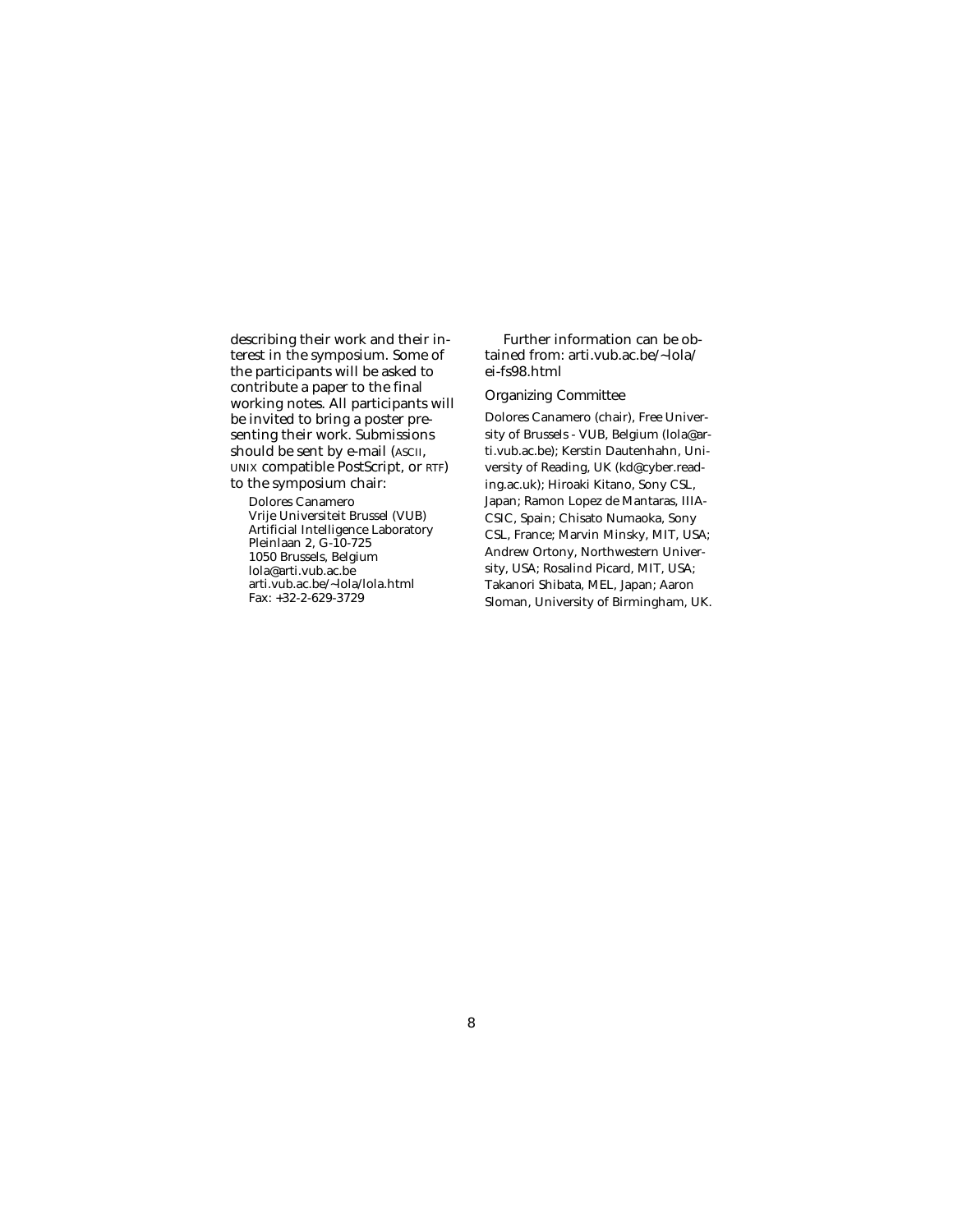describing their work and their interest in the symposium. Some of the participants will be asked to contribute a paper to the final working notes. All participants will be invited to bring a poster presenting their work. Submissions should be sent by e-mail (ASCII, UNIX compatible PostScript, or RTF) to the symposium chair:

Dolores Canamero
Vrije Universiteit Brussel (VUB)
Artificial Intelligence Laboratory
Pleinlaan 2, G-10-725
1050 Brussels, Belgium
lola@arti.vub.ac.be
arti.vub.ac.be/~lola/lola.html
Fax: +32-2-629-3729

Further information can be obtained from: arti.vub.ac.be/~lola/ei-fs98.html

## Organizing Committee

Dolores Canamero (chair), Free University of Brussels - VUB, Belgium (lola@arti.vub.ac.be); Kerstin Dautenhahn, University of Reading, UK (kd@cyber.reading.ac.uk); Hiroaki Kitano, Sony CSL, Japan; Ramon Lopez de Mantaras, IIIA-CSIC, Spain; Chisato Numaoka, Sony CSL, France; Marvin Minsky, MIT, USA; Andrew Ortony, Northwestern University, USA; Rosalind Picard, MIT, USA; Takanori Shibata, MEL, Japan; Aaron Sloman, University of Birmingham, UK.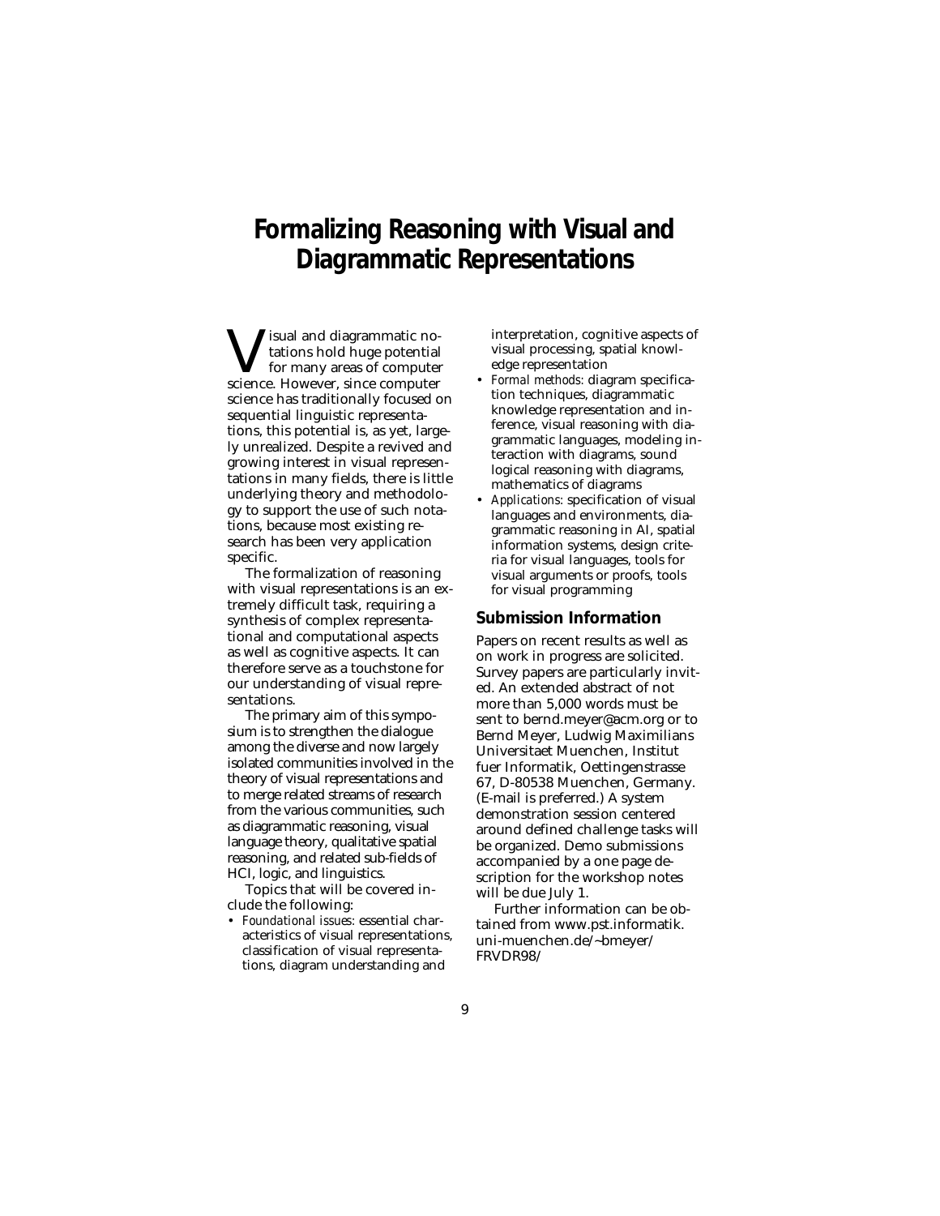# Formalizing Reasoning with Visual and Diagrammatic Representations

Visual and diagrammatic notations hold huge potential for many areas of computer science. However, since computer science has traditionally focused on sequential linguistic representations, this potential is, as yet, largely unrealized. Despite a revived and growing interest in visual representations in many fields, there is little underlying theory and methodology to support the use of such notations, because most existing research has been very application specific.

The formalization of reasoning with visual representations is an extremely difficult task, requiring a synthesis of complex representational and computational aspects as well as cognitive aspects. It can therefore serve as a touchstone for our understanding of visual representations.

The primary aim of this symposium is to strengthen the dialogue among the diverse and now largely isolated communities involved in the theory of visual representations and to merge related streams of research from the various communities, such as diagrammatic reasoning, visual language theory, qualitative spatial reasoning, and related sub-fields of HCI, logic, and linguistics.

Topics that will be covered include the following:

- *Foundational issues:* essential characteristics of visual representations, classification of visual representations, diagram understanding and interpretation, cognitive aspects of visual processing, spatial knowledge representation
- *Formal methods:* diagram specification techniques, diagrammatic knowledge representation and inference, visual reasoning with diagrammatic languages, modeling interaction with diagrams, sound logical reasoning with diagrams, mathematics of diagrams
- *Applications:* specification of visual languages and environments, diagrammatic reasoning in AI, spatial information systems, design criteria for visual languages, tools for visual arguments or proofs, tools for visual programming

## Submission Information

Papers on recent results as well as on work in progress are solicited. Survey papers are particularly invited. An extended abstract of not more than 5,000 words must be sent to bernd.meyer@acm.org or to Bernd Meyer, Ludwig Maximilians Universitaet Muenchen, Institut fuer Informatik, Oettingenstrasse 67, D-80538 Muenchen, Germany. (E-mail is preferred.) A system demonstration session centered around defined challenge tasks will be organized. Demo submissions accompanied by a one page description for the workshop notes will be due July 1.

Further information can be obtained from www.pst.informatik.uni-muenchen.de/~bmeyer/FRVDR98/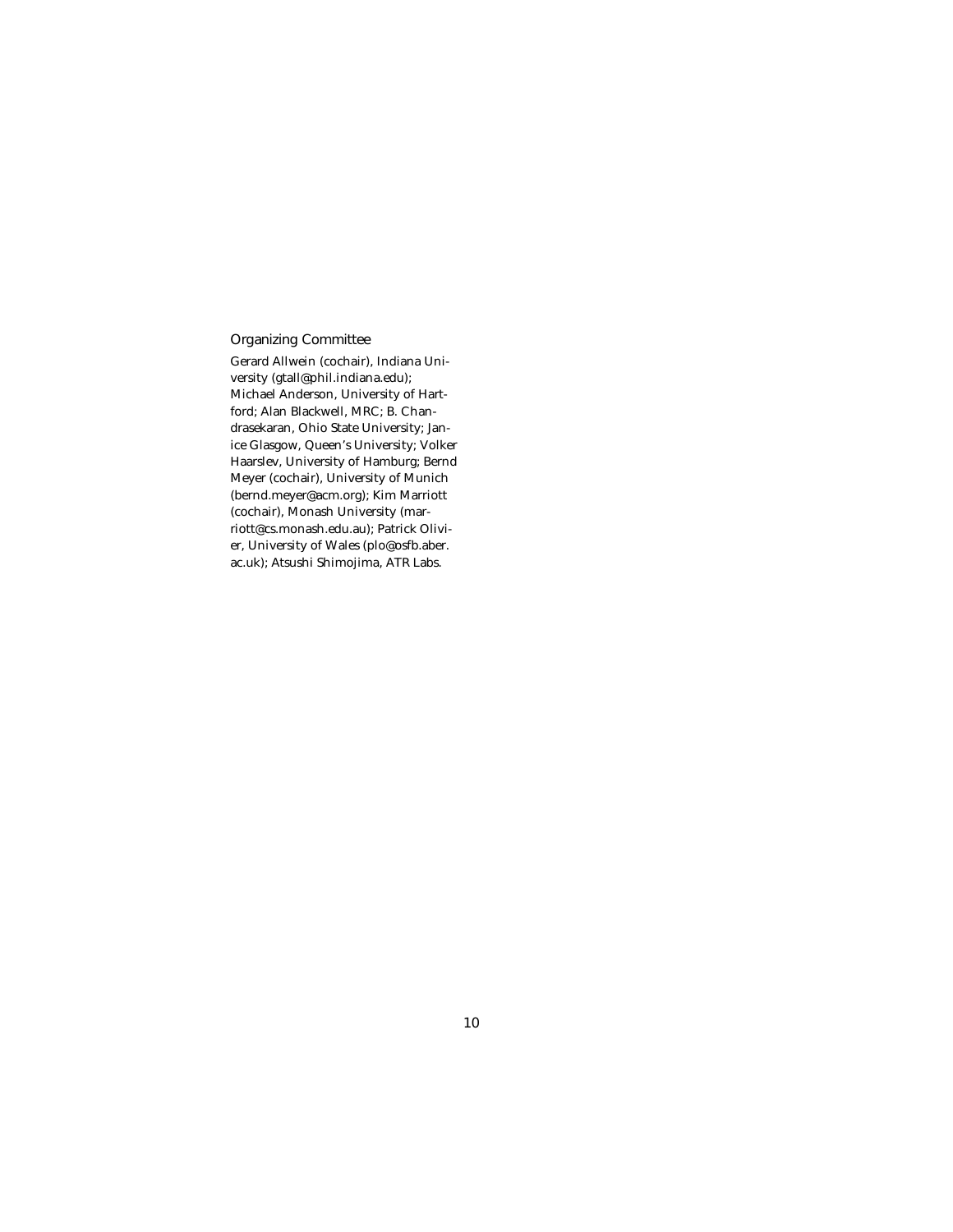## Organizing Committee

Gerard Allwein (cochair), Indiana University (gtall@phil.indiana.edu); Michael Anderson, University of Hartford; Alan Blackwell, MRC; B. Chandrasekaran, Ohio State University; Janice Glasgow, Queen's University; Volker Haarslev, University of Hamburg; Bernd Meyer (cochair), University of Munich (bernd.meyer@acm.org); Kim Marriott (cochair), Monash University (marriott@cs.monash.edu.au); Patrick Olivier, University of Wales (plo@osfb.aber.ac.uk); Atsushi Shimojima, ATR Labs.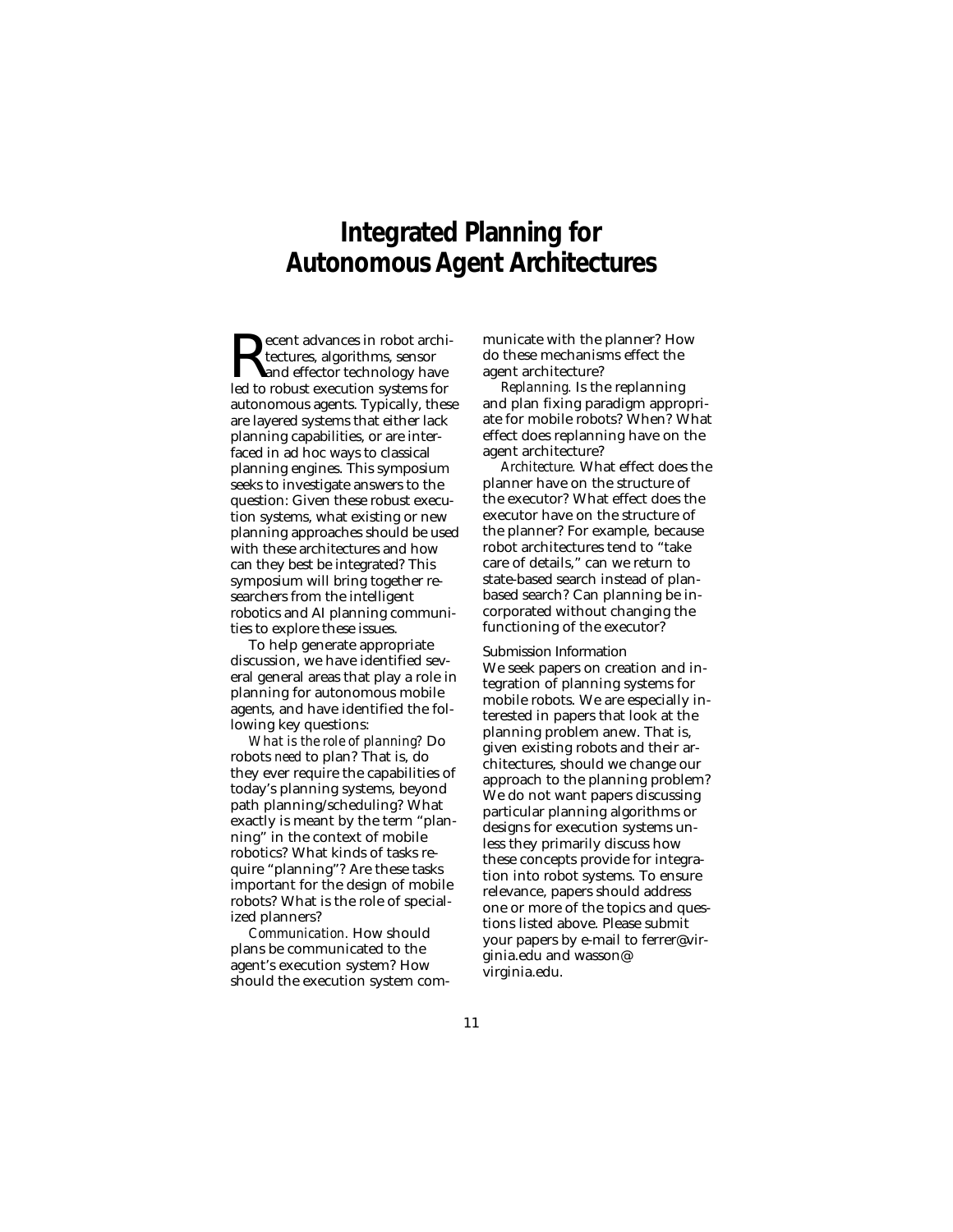# Integrated Planning for Autonomous Agent Architectures

Recent advances in robot architectures, algorithms, sensor and effector technology have led to robust execution systems for autonomous agents. Typically, these are layered systems that either lack planning capabilities, or are interfaced in ad hoc ways to classical planning engines. This symposium seeks to investigate answers to the question: Given these robust execution systems, what existing or new planning approaches should be used with these architectures and how can they best be integrated? This symposium will bring together researchers from the intelligent robotics and AI planning communities to explore these issues.

To help generate appropriate discussion, we have identified several general areas that play a role in planning for autonomous mobile agents, and have identified the following key questions:

*What is the role of planning?* Do robots *need* to plan? That is, do they ever require the capabilities of today's planning systems, beyond path planning/scheduling? What exactly is meant by the term "planning" in the context of mobile robotics? What kinds of tasks require "planning"? Are these tasks important for the design of mobile robots? What is the role of specialized planners?

*Communication.* How should plans be communicated to the agent's execution system? How should the execution system communicate with the planner? How do these mechanisms effect the agent architecture?

*Replanning.* Is the replanning and plan fixing paradigm appropriate for mobile robots? When? What effect does replanning have on the agent architecture?

*Architecture.* What effect does the planner have on the structure of the executor? What effect does the executor have on the structure of the planner? For example, because robot architectures tend to "take care of details," can we return to state-based search instead of plan-based search? Can planning be incorporated without changing the functioning of the executor?

## Submission Information

We seek papers on creation and integration of planning systems for mobile robots. We are especially interested in papers that look at the planning problem anew. That is, given existing robots and their architectures, should we change our approach to the planning problem? We do not want papers discussing particular planning algorithms or designs for execution systems unless they primarily discuss how these concepts provide for integration into robot systems. To ensure relevance, papers should address one or more of the topics and questions listed above. Please submit your papers by e-mail to ferrer@virginia.edu and wasson@virginia.edu.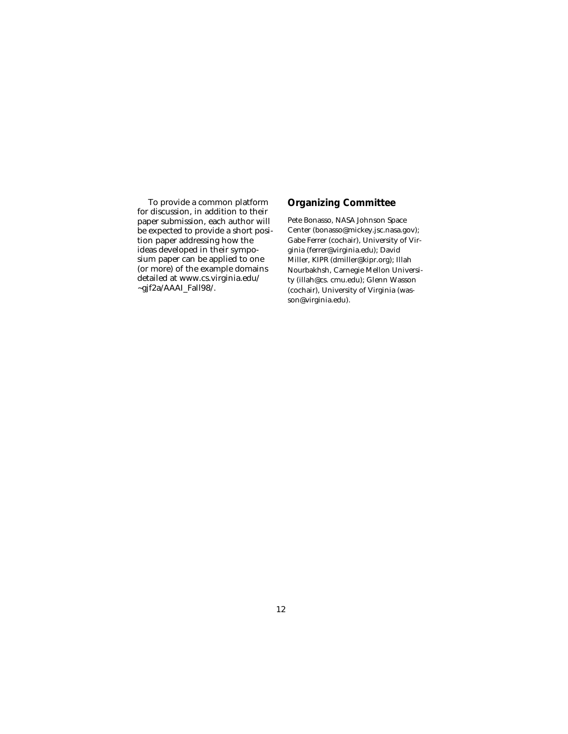To provide a common platform for discussion, in addition to their paper submission, each author will be expected to provide a short position paper addressing how the ideas developed in their symposium paper can be applied to one (or more) of the example domains detailed at www.cs.virginia.edu/~gjf2a/AAAI_Fall98/.

## Organizing Committee

Pete Bonasso, NASA Johnson Space Center (bonasso@mickey.jsc.nasa.gov); Gabe Ferrer (cochair), University of Virginia (ferrer@virginia.edu); David Miller, KIPR (dmiller@kipr.org); Illah Nourbakhsh, Carnegie Mellon University (illah@cs. cmu.edu); Glenn Wasson (cochair), University of Virginia (wasson@virginia.edu).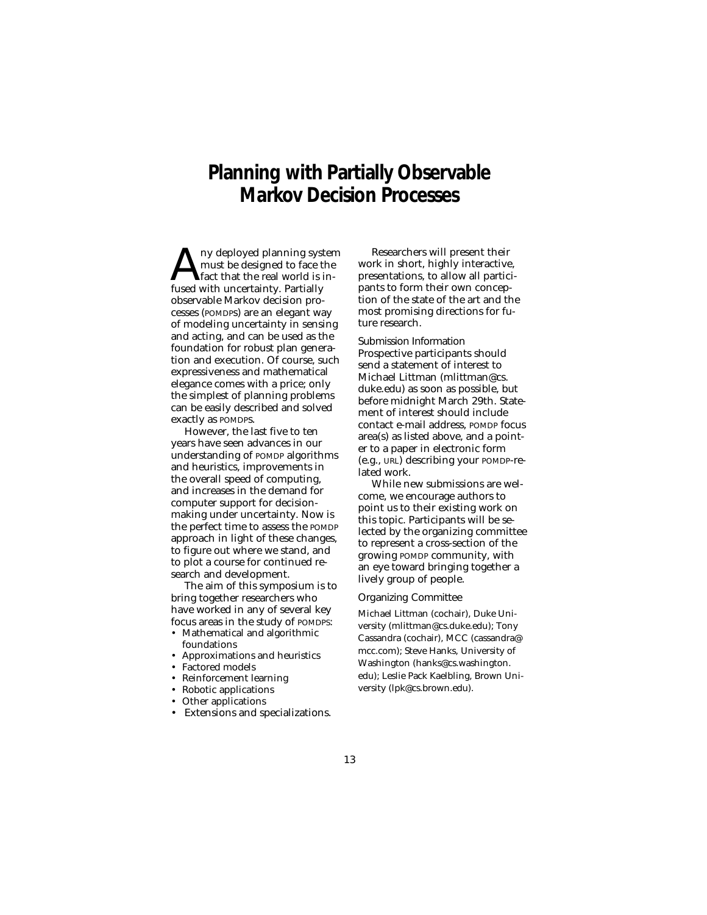# Planning with Partially Observable Markov Decision Processes

Any deployed planning system must be designed to face the fact that the real world is infused with uncertainty. Partially observable Markov decision processes (POMDPS) are an elegant way of modeling uncertainty in sensing and acting, and can be used as the foundation for robust plan generation and execution. Of course, such expressiveness and mathematical elegance comes with a price; only the simplest of planning problems can be easily described and solved exactly as POMDPS.

However, the last five to ten years have seen advances in our understanding of POMDP algorithms and heuristics, improvements in the overall speed of computing, and increases in the demand for computer support for decision-making under uncertainty. Now is the perfect time to assess the POMDP approach in light of these changes, to figure out where we stand, and to plot a course for continued research and development.

The aim of this symposium is to bring together researchers who have worked in any of several key focus areas in the study of POMDPS:

- Mathematical and algorithmic foundations
- Approximations and heuristics
- Factored models
- Reinforcement learning
- Robotic applications
- Other applications
- Extensions and specializations.

Researchers will present their work in short, highly interactive, presentations, to allow all participants to form their own conception of the state of the art and the most promising directions for future research.

### Submission Information

Prospective participants should send a statement of interest to Michael Littman (mlittman@cs.duke.edu) as soon as possible, but before midnight March 29th. Statement of interest should include contact e-mail address, POMDP focus area(s) as listed above, and a pointer to a paper in electronic form (e.g., URL) describing your POMDP-related work.

While new submissions are welcome, we encourage authors to point us to their existing work on this topic. Participants will be selected by the organizing committee to represent a cross-section of the growing POMDP community, with an eye toward bringing together a lively group of people.

### Organizing Committee

Michael Littman (cochair), Duke University (mlittman@cs.duke.edu); Tony Cassandra (cochair), MCC (cassandra@mcc.com); Steve Hanks, University of Washington (hanks@cs.washington.edu); Leslie Pack Kaelbling, Brown University (lpk@cs.brown.edu).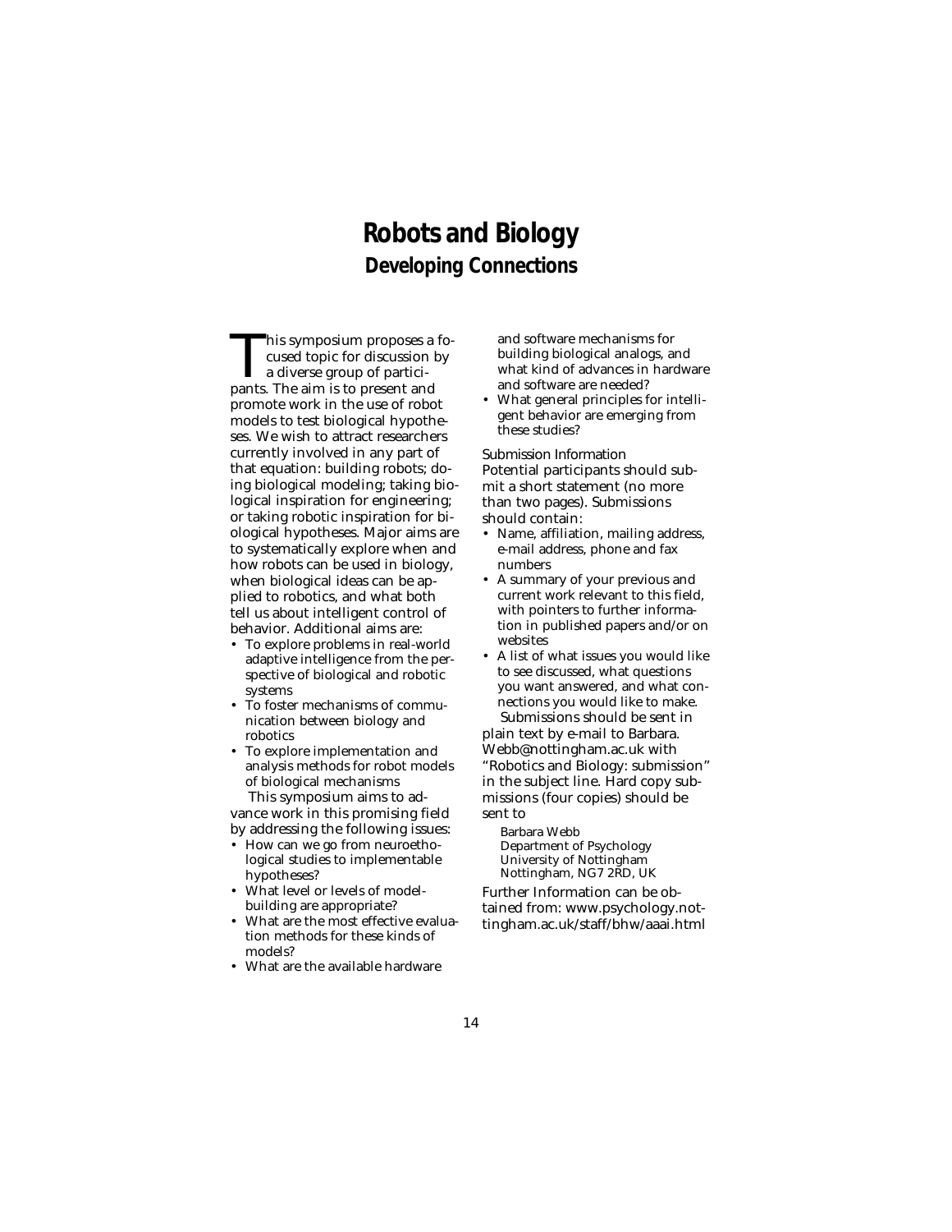# Robots and Biology

## Developing Connections

This symposium proposes a focused topic for discussion by a diverse group of participants. The aim is to present and promote work in the use of robot models to test biological hypotheses. We wish to attract researchers currently involved in any part of that equation: building robots; doing biological modeling; taking biological inspiration for engineering; or taking robotic inspiration for biological hypotheses. Major aims are to systematically explore when and how robots can be used in biology, when biological ideas can be applied to robotics, and what both tell us about intelligent control of behavior. Additional aims are:

- To explore problems in real-world adaptive intelligence from the perspective of biological and robotic systems
- To foster mechanisms of communication between biology and robotics
- To explore implementation and analysis methods for robot models of biological mechanisms

This symposium aims to advance work in this promising field by addressing the following issues:

- How can we go from neuroethological studies to implementable hypotheses?
- What level or levels of model-building are appropriate?
- What are the most effective evaluation methods for these kinds of models?
- What are the available hardware and software mechanisms for building biological analogs, and what kind of advances in hardware and software are needed?
- What general principles for intelligent behavior are emerging from these studies?

Submission Information

Potential participants should submit a short statement (no more than two pages). Submissions should contain:

- Name, affiliation, mailing address, e-mail address, phone and fax numbers
- A summary of your previous and current work relevant to this field, with pointers to further information in published papers and/or on websites
- A list of what issues you would like to see discussed, what questions you want answered, and what connections you would like to make.

Submissions should be sent in plain text by e-mail to Barbara.Webb@nottingham.ac.uk with "Robotics and Biology: submission" in the subject line. Hard copy submissions (four copies) should be sent to

Barbara Webb
Department of Psychology
University of Nottingham
Nottingham, NG7 2RD, UK

Further Information can be obtained from: www.psychology.nottingham.ac.uk/staff/bhw/aaai.html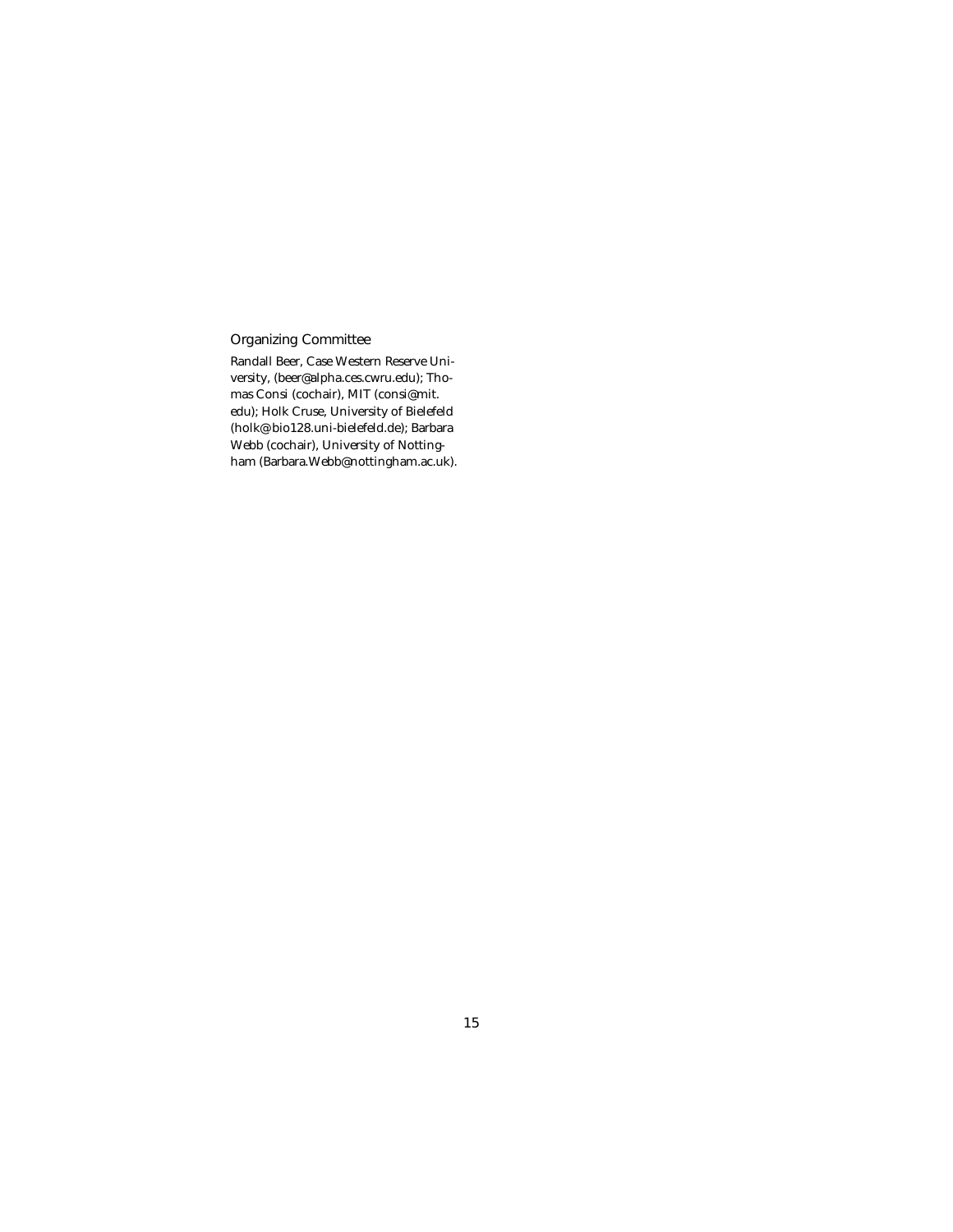## Organizing Committee

Randall Beer, Case Western Reserve University, (beer@alpha.ces.cwru.edu); Thomas Consi (cochair), MIT (consi@mit.edu); Holk Cruse, University of Bielefeld (holk@bio128.uni-bielefeld.de); Barbara Webb (cochair), University of Nottingham (Barbara.Webb@nottingham.ac.uk).